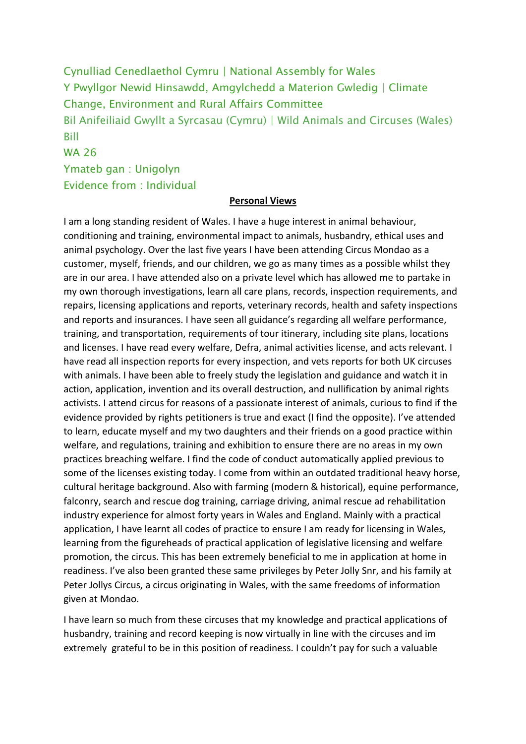Cynulliad Cenedlaethol Cymru | National Assembly for Wales
Y Pwyllgor Newid Hinsawdd, Amgylchedd a Materion Gwledig | Climate Change, Environment and Rural Affairs Committee
Bil Anifeiliaid Gwyllt a Syrcasau (Cymru) | Wild Animals and Circuses (Wales) Bill
WA 26
Ymateb gan : Unigolyn
Evidence from : Individual

**Personal Views**

I am a long standing resident of Wales. I have a huge interest in animal behaviour, conditioning and training, environmental impact to animals, husbandry, ethical uses and animal psychology. Over the last five years I have been attending Circus Mondao as a customer, myself, friends, and our children, we go as many times as a possible whilst they are in our area. I have attended also on a private level which has allowed me to partake in my own thorough investigations, learn all care plans, records, inspection requirements, and repairs, licensing applications and reports, veterinary records, health and safety inspections and reports and insurances. I have seen all guidance's regarding all welfare performance, training, and transportation, requirements of tour itinerary, including site plans, locations and licenses. I have read every welfare, Defra, animal activities license, and acts relevant. I have read all inspection reports for every inspection, and vets reports for both UK circuses with animals. I have been able to freely study the legislation and guidance and watch it in action, application, invention and its overall destruction, and nullification by animal rights activists. I attend circus for reasons of a passionate interest of animals, curious to find if the evidence provided by rights petitioners is true and exact (I find the opposite). I've attended to learn, educate myself and my two daughters and their friends on a good practice within welfare, and regulations, training and exhibition to ensure there are no areas in my own practices breaching welfare. I find the code of conduct automatically applied previous to some of the licenses existing today. I come from within an outdated traditional heavy horse, cultural heritage background. Also with farming (modern & historical), equine performance, falconry, search and rescue dog training, carriage driving, animal rescue ad rehabilitation industry experience for almost forty years in Wales and England. Mainly with a practical application, I have learnt all codes of practice to ensure I am ready for licensing in Wales, learning from the figureheads of practical application of legislative licensing and welfare promotion, the circus. This has been extremely beneficial to me in application at home in readiness. I've also been granted these same privileges by Peter Jolly Snr, and his family at Peter Jollys Circus, a circus originating in Wales, with the same freedoms of information given at Mondao.

I have learn so much from these circuses that my knowledge and practical applications of husbandry, training and record keeping is now virtually in line with the circuses and im extremely grateful to be in this position of readiness. I couldn't pay for such a valuable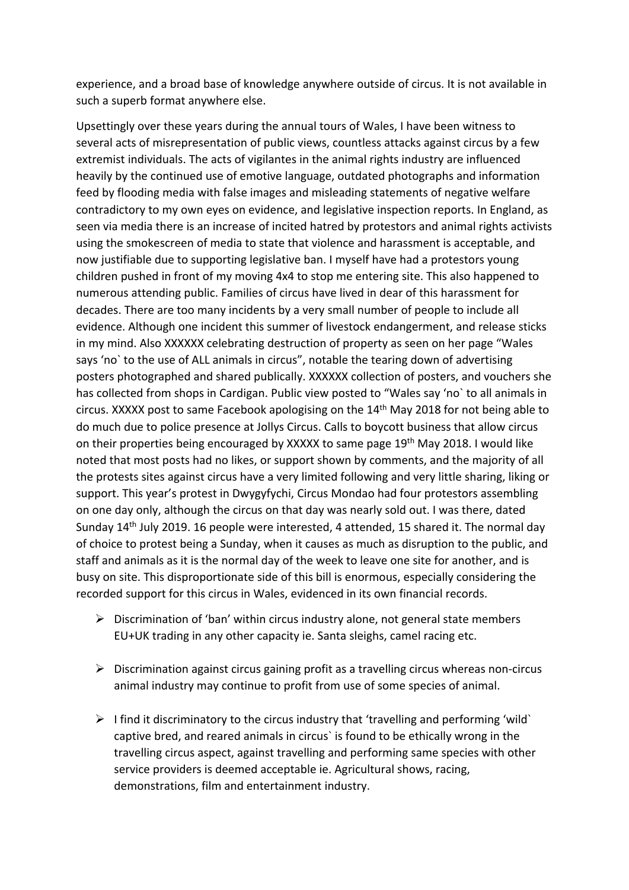experience, and a broad base of knowledge anywhere outside of circus. It is not available in such a superb format anywhere else.

Upsettingly over these years during the annual tours of Wales, I have been witness to several acts of misrepresentation of public views, countless attacks against circus by a few extremist individuals. The acts of vigilantes in the animal rights industry are influenced heavily by the continued use of emotive language, outdated photographs and information feed by flooding media with false images and misleading statements of negative welfare contradictory to my own eyes on evidence, and legislative inspection reports. In England, as seen via media there is an increase of incited hatred by protestors and animal rights activists using the smokescreen of media to state that violence and harassment is acceptable, and now justifiable due to supporting legislative ban. I myself have had a protestors young children pushed in front of my moving 4x4 to stop me entering site. This also happened to numerous attending public. Families of circus have lived in dear of this harassment for decades. There are too many incidents by a very small number of people to include all evidence. Although one incident this summer of livestock endangerment, and release sticks in my mind. Also XXXXXX celebrating destruction of property as seen on her page "Wales says 'no` to the use of ALL animals in circus", notable the tearing down of advertising posters photographed and shared publically. XXXXXX collection of posters, and vouchers she has collected from shops in Cardigan. Public view posted to "Wales say 'no` to all animals in circus. XXXXX post to same Facebook apologising on the 14th May 2018 for not being able to do much due to police presence at Jollys Circus. Calls to boycott business that allow circus on their properties being encouraged by XXXXX to same page 19th May 2018. I would like noted that most posts had no likes, or support shown by comments, and the majority of all the protests sites against circus have a very limited following and very little sharing, liking or support. This year's protest in Dwygyfychi, Circus Mondao had four protestors assembling on one day only, although the circus on that day was nearly sold out. I was there, dated Sunday 14th July 2019. 16 people were interested, 4 attended, 15 shared it. The normal day of choice to protest being a Sunday, when it causes as much as disruption to the public, and staff and animals as it is the normal day of the week to leave one site for another, and is busy on site. This disproportionate side of this bill is enormous, especially considering the recorded support for this circus in Wales, evidenced in its own financial records.

- Discrimination of 'ban' within circus industry alone, not general state members EU+UK trading in any other capacity ie. Santa sleighs, camel racing etc.

- Discrimination against circus gaining profit as a travelling circus whereas non-circus animal industry may continue to profit from use of some species of animal.

- I find it discriminatory to the circus industry that 'travelling and performing 'wild` captive bred, and reared animals in circus` is found to be ethically wrong in the travelling circus aspect, against travelling and performing same species with other service providers is deemed acceptable ie. Agricultural shows, racing, demonstrations, film and entertainment industry.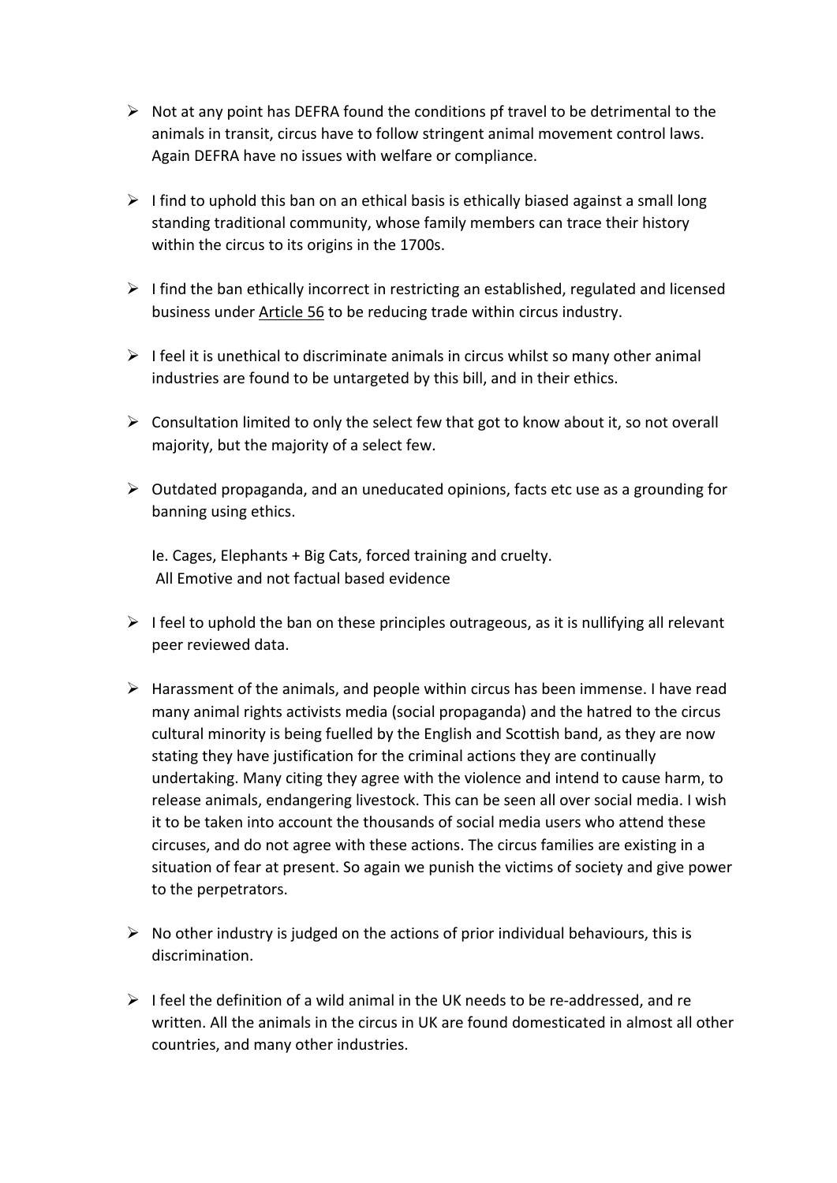- Not at any point has DEFRA found the conditions pf travel to be detrimental to the animals in transit, circus have to follow stringent animal movement control laws. Again DEFRA have no issues with welfare or compliance.

- I find to uphold this ban on an ethical basis is ethically biased against a small long standing traditional community, whose family members can trace their history within the circus to its origins in the 1700s.

- I find the ban ethically incorrect in restricting an established, regulated and licensed business under Article 56 to be reducing trade within circus industry.

- I feel it is unethical to discriminate animals in circus whilst so many other animal industries are found to be untargeted by this bill, and in their ethics.

- Consultation limited to only the select few that got to know about it, so not overall majority, but the majority of a select few.

- Outdated propaganda, and an uneducated opinions, facts etc use as a grounding for banning using ethics.

  Ie. Cages, Elephants + Big Cats, forced training and cruelty.
  All Emotive and not factual based evidence

- I feel to uphold the ban on these principles outrageous, as it is nullifying all relevant peer reviewed data.

- Harassment of the animals, and people within circus has been immense. I have read many animal rights activists media (social propaganda) and the hatred to the circus cultural minority is being fuelled by the English and Scottish band, as they are now stating they have justification for the criminal actions they are continually undertaking. Many citing they agree with the violence and intend to cause harm, to release animals, endangering livestock. This can be seen all over social media. I wish it to be taken into account the thousands of social media users who attend these circuses, and do not agree with these actions. The circus families are existing in a situation of fear at present. So again we punish the victims of society and give power to the perpetrators.

- No other industry is judged on the actions of prior individual behaviours, this is discrimination.

- I feel the definition of a wild animal in the UK needs to be re-addressed, and re written. All the animals in the circus in UK are found domesticated in almost all other countries, and many other industries.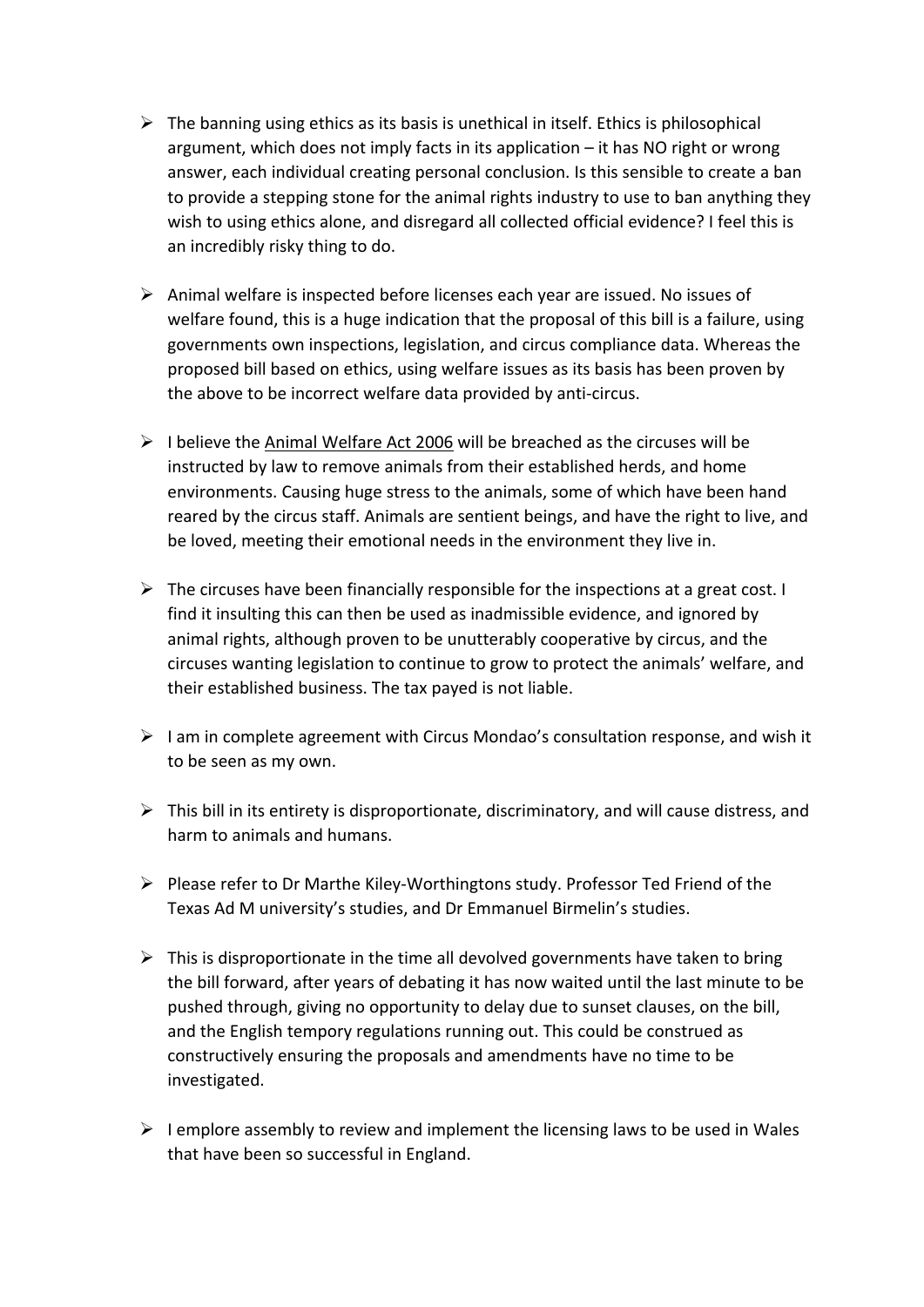- The banning using ethics as its basis is unethical in itself. Ethics is philosophical argument, which does not imply facts in its application – it has NO right or wrong answer, each individual creating personal conclusion. Is this sensible to create a ban to provide a stepping stone for the animal rights industry to use to ban anything they wish to using ethics alone, and disregard all collected official evidence? I feel this is an incredibly risky thing to do.

- Animal welfare is inspected before licenses each year are issued. No issues of welfare found, this is a huge indication that the proposal of this bill is a failure, using governments own inspections, legislation, and circus compliance data. Whereas the proposed bill based on ethics, using welfare issues as its basis has been proven by the above to be incorrect welfare data provided by anti-circus.

- I believe the Animal Welfare Act 2006 will be breached as the circuses will be instructed by law to remove animals from their established herds, and home environments. Causing huge stress to the animals, some of which have been hand reared by the circus staff. Animals are sentient beings, and have the right to live, and be loved, meeting their emotional needs in the environment they live in.

- The circuses have been financially responsible for the inspections at a great cost. I find it insulting this can then be used as inadmissible evidence, and ignored by animal rights, although proven to be unutterably cooperative by circus, and the circuses wanting legislation to continue to grow to protect the animals' welfare, and their established business. The tax payed is not liable.

- I am in complete agreement with Circus Mondao's consultation response, and wish it to be seen as my own.

- This bill in its entirety is disproportionate, discriminatory, and will cause distress, and harm to animals and humans.

- Please refer to Dr Marthe Kiley-Worthingtons study. Professor Ted Friend of the Texas Ad M university's studies, and Dr Emmanuel Birmelin's studies.

- This is disproportionate in the time all devolved governments have taken to bring the bill forward, after years of debating it has now waited until the last minute to be pushed through, giving no opportunity to delay due to sunset clauses, on the bill, and the English tempory regulations running out. This could be construed as constructively ensuring the proposals and amendments have no time to be investigated.

- I emplore assembly to review and implement the licensing laws to be used in Wales that have been so successful in England.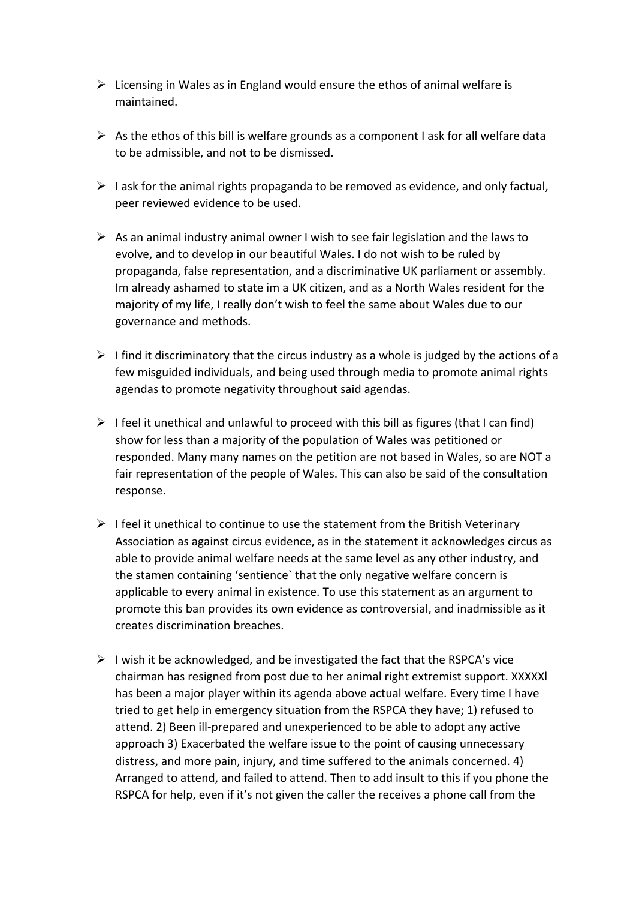- Licensing in Wales as in England would ensure the ethos of animal welfare is maintained.

- As the ethos of this bill is welfare grounds as a component I ask for all welfare data to be admissible, and not to be dismissed.

- I ask for the animal rights propaganda to be removed as evidence, and only factual, peer reviewed evidence to be used.

- As an animal industry animal owner I wish to see fair legislation and the laws to evolve, and to develop in our beautiful Wales. I do not wish to be ruled by propaganda, false representation, and a discriminative UK parliament or assembly. Im already ashamed to state im a UK citizen, and as a North Wales resident for the majority of my life, I really don't wish to feel the same about Wales due to our governance and methods.

- I find it discriminatory that the circus industry as a whole is judged by the actions of a few misguided individuals, and being used through media to promote animal rights agendas to promote negativity throughout said agendas.

- I feel it unethical and unlawful to proceed with this bill as figures (that I can find) show for less than a majority of the population of Wales was petitioned or responded. Many many names on the petition are not based in Wales, so are NOT a fair representation of the people of Wales. This can also be said of the consultation response.

- I feel it unethical to continue to use the statement from the British Veterinary Association as against circus evidence, as in the statement it acknowledges circus as able to provide animal welfare needs at the same level as any other industry, and the stamen containing 'sentience` that the only negative welfare concern is applicable to every animal in existence. To use this statement as an argument to promote this ban provides its own evidence as controversial, and inadmissible as it creates discrimination breaches.

- I wish it be acknowledged, and be investigated the fact that the RSPCA's vice chairman has resigned from post due to her animal right extremist support. XXXXXl has been a major player within its agenda above actual welfare. Every time I have tried to get help in emergency situation from the RSPCA they have; 1) refused to attend. 2) Been ill-prepared and unexperienced to be able to adopt any active approach 3) Exacerbated the welfare issue to the point of causing unnecessary distress, and more pain, injury, and time suffered to the animals concerned. 4) Arranged to attend, and failed to attend. Then to add insult to this if you phone the RSPCA for help, even if it's not given the caller the receives a phone call from the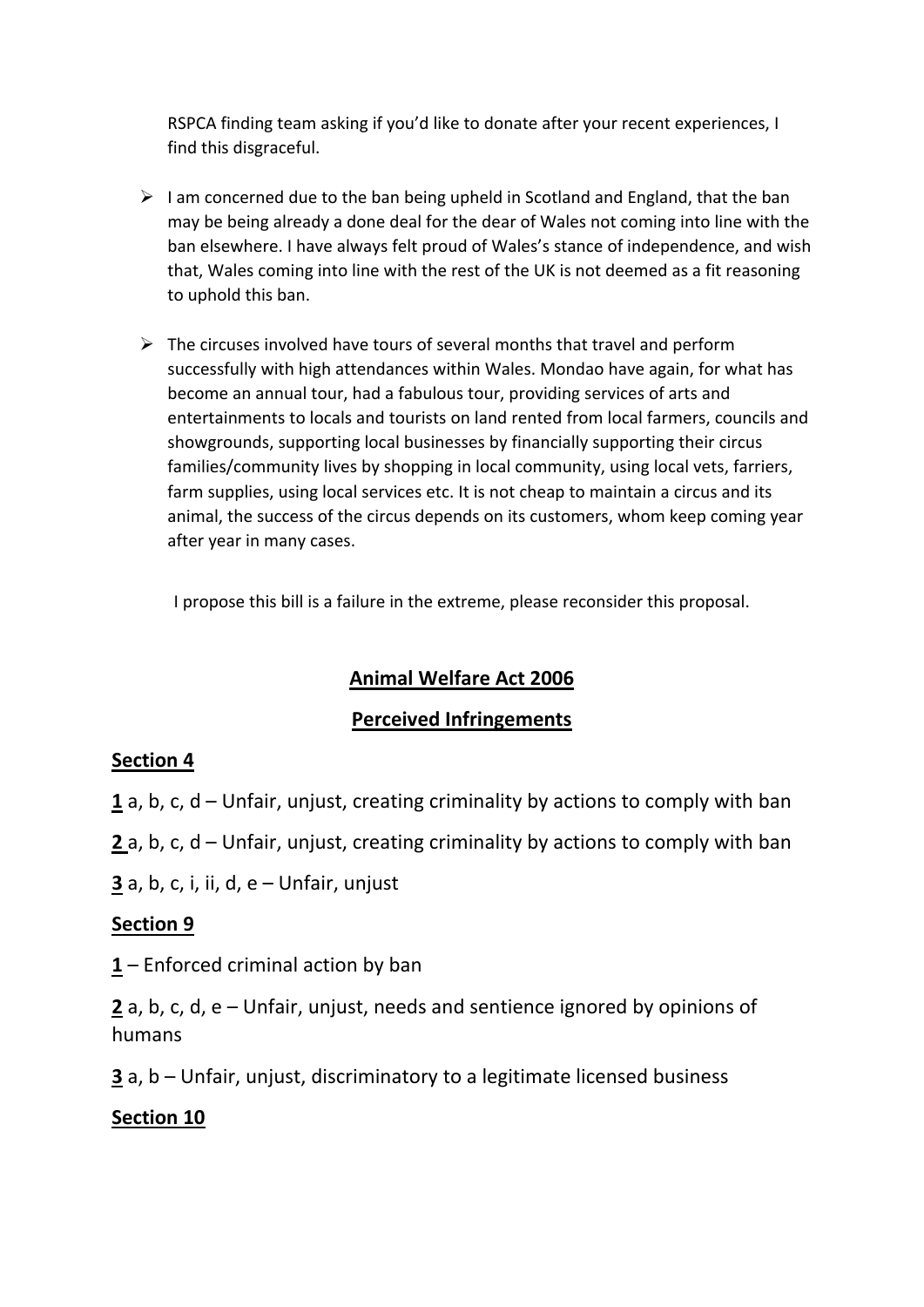RSPCA finding team asking if you'd like to donate after your recent experiences, I find this disgraceful.

- I am concerned due to the ban being upheld in Scotland and England, that the ban may be being already a done deal for the dear of Wales not coming into line with the ban elsewhere. I have always felt proud of Wales's stance of independence, and wish that, Wales coming into line with the rest of the UK is not deemed as a fit reasoning to uphold this ban.

- The circuses involved have tours of several months that travel and perform successfully with high attendances within Wales. Mondao have again, for what has become an annual tour, had a fabulous tour, providing services of arts and entertainments to locals and tourists on land rented from local farmers, councils and showgrounds, supporting local businesses by financially supporting their circus families/community lives by shopping in local community, using local vets, farriers, farm supplies, using local services etc. It is not cheap to maintain a circus and its animal, the success of the circus depends on its customers, whom keep coming year after year in many cases.

I propose this bill is a failure in the extreme, please reconsider this proposal.

## Animal Welfare Act 2006

## Perceived Infringements

### Section 4

**1** a, b, c, d – Unfair, unjust, creating criminality by actions to comply with ban

**2** a, b, c, d – Unfair, unjust, creating criminality by actions to comply with ban

**3** a, b, c, i, ii, d, e – Unfair, unjust

### Section 9

**1** – Enforced criminal action by ban

**2** a, b, c, d, e – Unfair, unjust, needs and sentience ignored by opinions of humans

**3** a, b – Unfair, unjust, discriminatory to a legitimate licensed business

### Section 10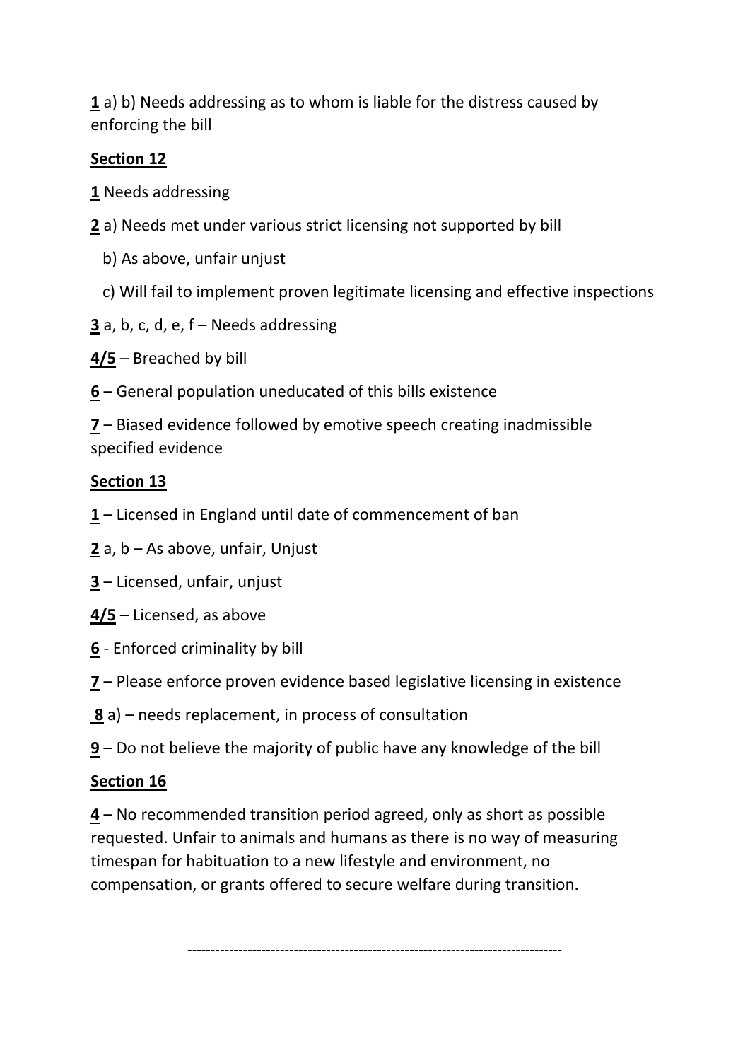**1** a) b) Needs addressing as to whom is liable for the distress caused by enforcing the bill

**Section 12**

**1** Needs addressing

**2** a) Needs met under various strict licensing not supported by bill

b) As above, unfair unjust

c) Will fail to implement proven legitimate licensing and effective inspections

**3** a, b, c, d, e, f – Needs addressing

**4/5** – Breached by bill

**6** – General population uneducated of this bills existence

**7** – Biased evidence followed by emotive speech creating inadmissible specified evidence

**Section 13**

**1** – Licensed in England until date of commencement of ban

**2** a, b – As above, unfair, Unjust

**3** – Licensed, unfair, unjust

**4/5** – Licensed, as above

**6** - Enforced criminality by bill

**7** – Please enforce proven evidence based legislative licensing in existence

**8** a) – needs replacement, in process of consultation

**9** – Do not believe the majority of public have any knowledge of the bill

**Section 16**

**4** – No recommended transition period agreed, only as short as possible requested. Unfair to animals and humans as there is no way of measuring timespan for habituation to a new lifestyle and environment, no compensation, or grants offered to secure welfare during transition.

---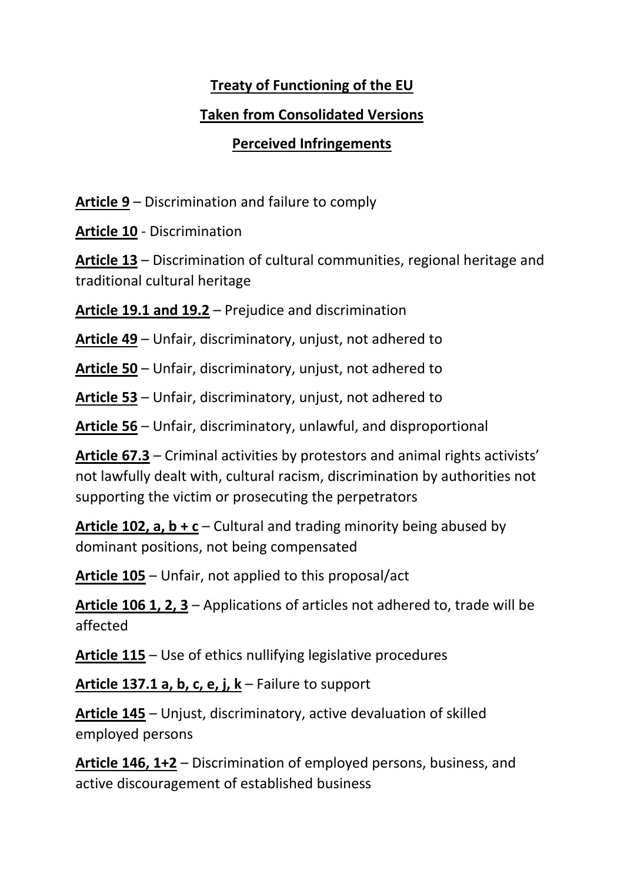**Treaty of Functioning of the EU**

**Taken from Consolidated Versions**

**Perceived Infringements**

**Article 9** – Discrimination and failure to comply

**Article 10** - Discrimination

**Article 13** – Discrimination of cultural communities, regional heritage and traditional cultural heritage

**Article 19.1 and 19.2** – Prejudice and discrimination

**Article 49** – Unfair, discriminatory, unjust, not adhered to

**Article 50** – Unfair, discriminatory, unjust, not adhered to

**Article 53** – Unfair, discriminatory, unjust, not adhered to

**Article 56** – Unfair, discriminatory, unlawful, and disproportional

**Article 67.3** – Criminal activities by protestors and animal rights activists' not lawfully dealt with, cultural racism, discrimination by authorities not supporting the victim or prosecuting the perpetrators

**Article 102, a, b + c** – Cultural and trading minority being abused by dominant positions, not being compensated

**Article 105** – Unfair, not applied to this proposal/act

**Article 106 1, 2, 3** – Applications of articles not adhered to, trade will be affected

**Article 115** – Use of ethics nullifying legislative procedures

**Article 137.1 a, b, c, e, j, k** – Failure to support

**Article 145** – Unjust, discriminatory, active devaluation of skilled employed persons

**Article 146, 1+2** – Discrimination of employed persons, business, and active discouragement of established business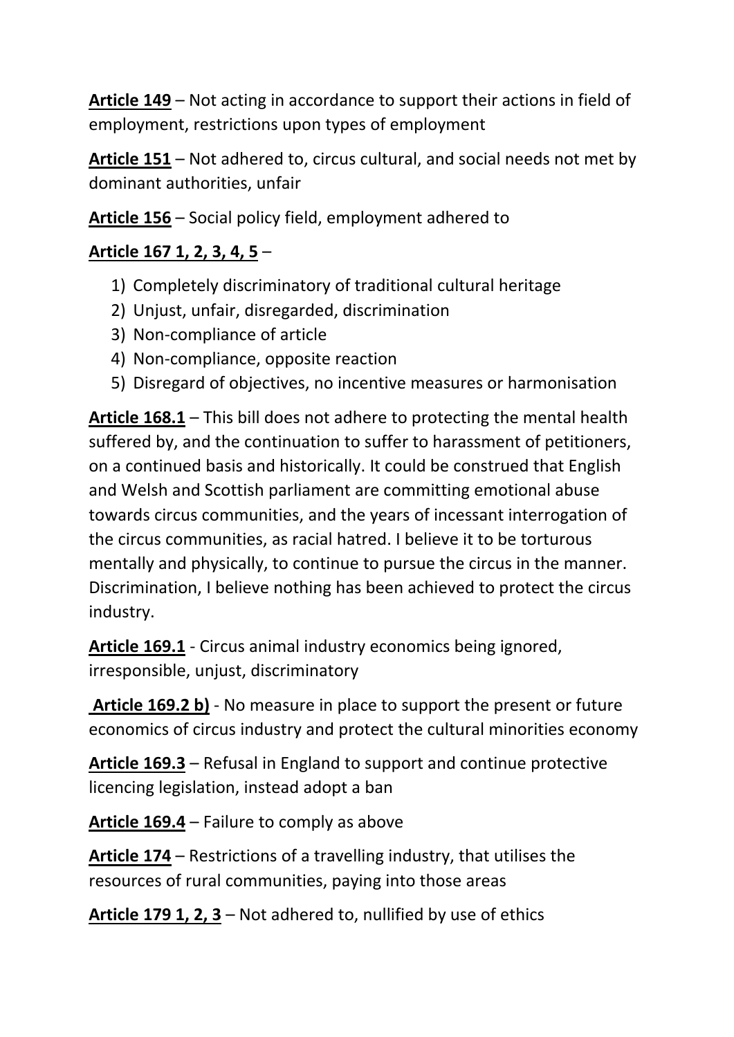**<u>Article 149</u>** – Not acting in accordance to support their actions in field of employment, restrictions upon types of employment

**<u>Article 151</u>** – Not adhered to, circus cultural, and social needs not met by dominant authorities, unfair

**<u>Article 156</u>** – Social policy field, employment adhered to

**<u>Article 167 1, 2, 3, 4, 5</u>** –

1) Completely discriminatory of traditional cultural heritage
2) Unjust, unfair, disregarded, discrimination
3) Non-compliance of article
4) Non-compliance, opposite reaction
5) Disregard of objectives, no incentive measures or harmonisation

**<u>Article 168.1</u>** – This bill does not adhere to protecting the mental health suffered by, and the continuation to suffer to harassment of petitioners, on a continued basis and historically. It could be construed that English and Welsh and Scottish parliament are committing emotional abuse towards circus communities, and the years of incessant interrogation of the circus communities, as racial hatred. I believe it to be torturous mentally and physically, to continue to pursue the circus in the manner. Discrimination, I believe nothing has been achieved to protect the circus industry.

**<u>Article 169.1</u>** - Circus animal industry economics being ignored, irresponsible, unjust, discriminatory

**<u>Article 169.2 b)</u>** - No measure in place to support the present or future economics of circus industry and protect the cultural minorities economy

**<u>Article 169.3</u>** – Refusal in England to support and continue protective licencing legislation, instead adopt a ban

**<u>Article 169.4</u>** – Failure to comply as above

**<u>Article 174</u>** – Restrictions of a travelling industry, that utilises the resources of rural communities, paying into those areas

**<u>Article 179 1, 2, 3</u>** – Not adhered to, nullified by use of ethics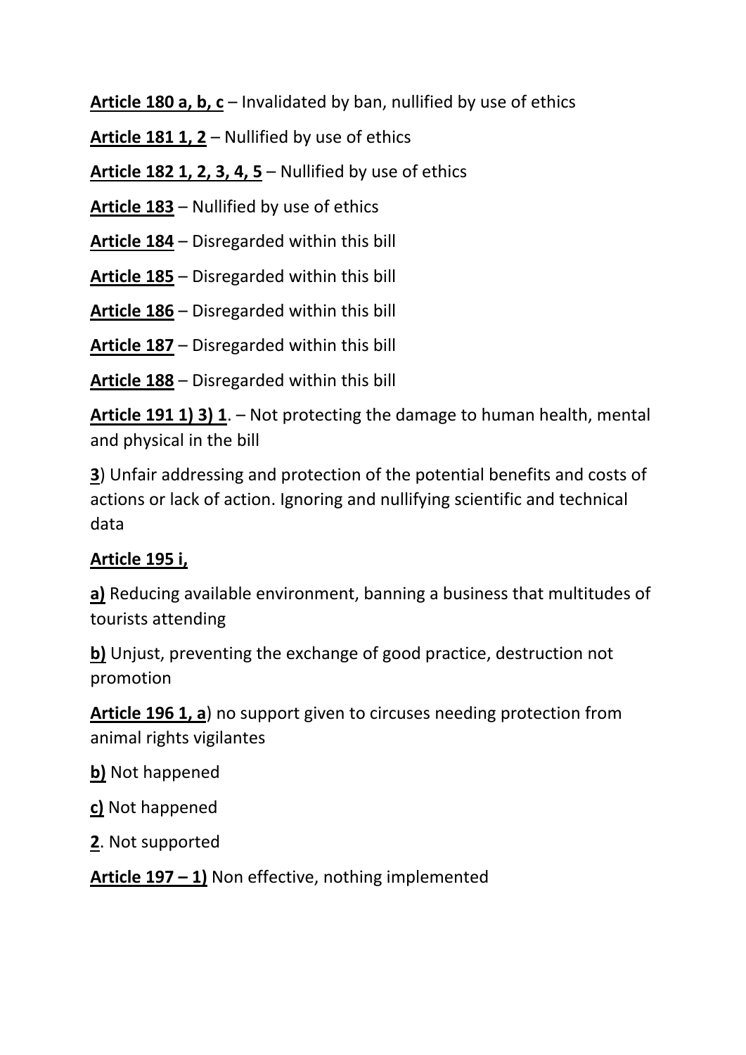**Article 180 a, b, c** – Invalidated by ban, nullified by use of ethics

**Article 181 1, 2** – Nullified by use of ethics

**Article 182 1, 2, 3, 4, 5** – Nullified by use of ethics

**Article 183** – Nullified by use of ethics

**Article 184** – Disregarded within this bill

**Article 185** – Disregarded within this bill

**Article 186** – Disregarded within this bill

**Article 187** – Disregarded within this bill

**Article 188** – Disregarded within this bill

**Article 191 1) 3) 1**. – Not protecting the damage to human health, mental and physical in the bill

**3**) Unfair addressing and protection of the potential benefits and costs of actions or lack of action. Ignoring and nullifying scientific and technical data

**Article 195 i,**

**a)** Reducing available environment, banning a business that multitudes of tourists attending

**b)** Unjust, preventing the exchange of good practice, destruction not promotion

**Article 196 1, a**) no support given to circuses needing protection from animal rights vigilantes

**b)** Not happened

**c)** Not happened

**2**. Not supported

**Article 197 – 1)** Non effective, nothing implemented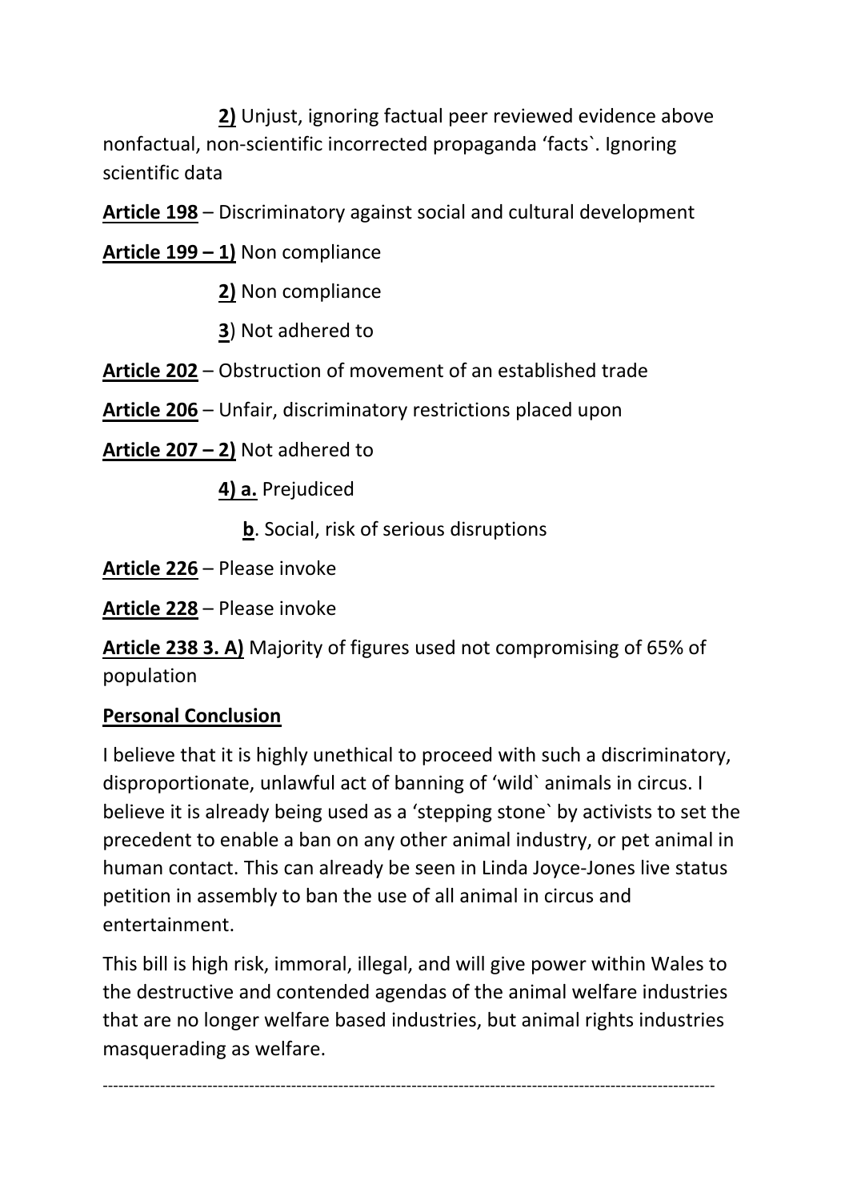**2)** Unjust, ignoring factual peer reviewed evidence above nonfactual, non-scientific incorrected propaganda ‘facts`. Ignoring scientific data

**Article 198** – Discriminatory against social and cultural development

**Article 199 – 1)** Non compliance

**2)** Non compliance

**3**) Not adhered to

**Article 202** – Obstruction of movement of an established trade

**Article 206** – Unfair, discriminatory restrictions placed upon

**Article 207 – 2)** Not adhered to

**4) a.** Prejudiced

**b**. Social, risk of serious disruptions

**Article 226** – Please invoke

**Article 228** – Please invoke

**Article 238 3. A)** Majority of figures used not compromising of 65% of population

**Personal Conclusion**

I believe that it is highly unethical to proceed with such a discriminatory, disproportionate, unlawful act of banning of ‘wild` animals in circus. I believe it is already being used as a ‘stepping stone` by activists to set the precedent to enable a ban on any other animal industry, or pet animal in human contact. This can already be seen in Linda Joyce-Jones live status petition in assembly to ban the use of all animal in circus and entertainment.

This bill is high risk, immoral, illegal, and will give power within Wales to the destructive and contended agendas of the animal welfare industries that are no longer welfare based industries, but animal rights industries masquerading as welfare.

---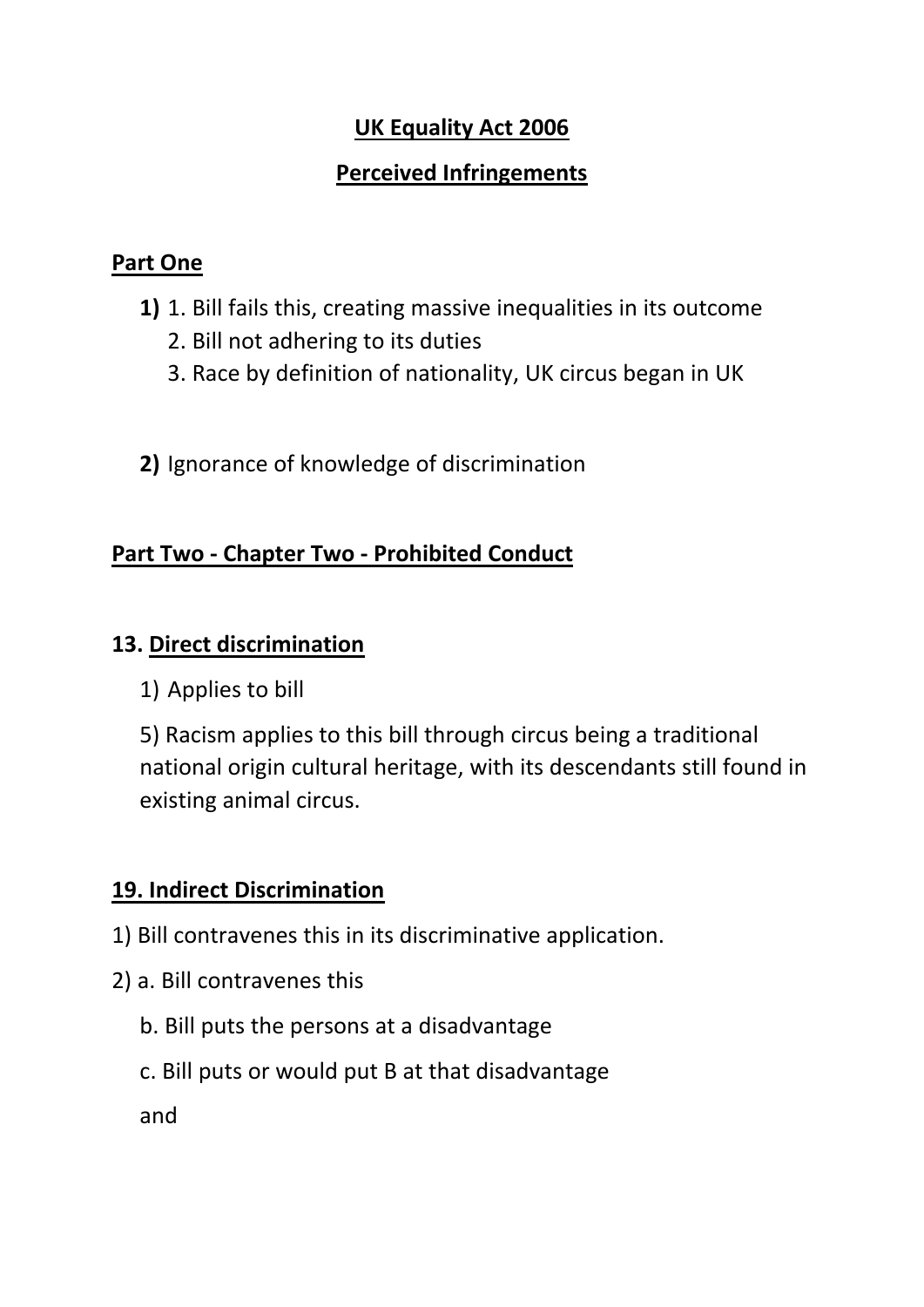**UK Equality Act 2006**

**Perceived Infringements**

**Part One**

**1)** 1. Bill fails this, creating massive inequalities in its outcome
   2. Bill not adhering to its duties
   3. Race by definition of nationality, UK circus began in UK

**2)** Ignorance of knowledge of discrimination

**Part Two - Chapter Two - Prohibited Conduct**

**13. Direct discrimination**

1) Applies to bill

5) Racism applies to this bill through circus being a traditional national origin cultural heritage, with its descendants still found in existing animal circus.

**19. Indirect Discrimination**

1) Bill contravenes this in its discriminative application.

2) a. Bill contravenes this

   b. Bill puts the persons at a disadvantage

   c. Bill puts or would put B at that disadvantage

   and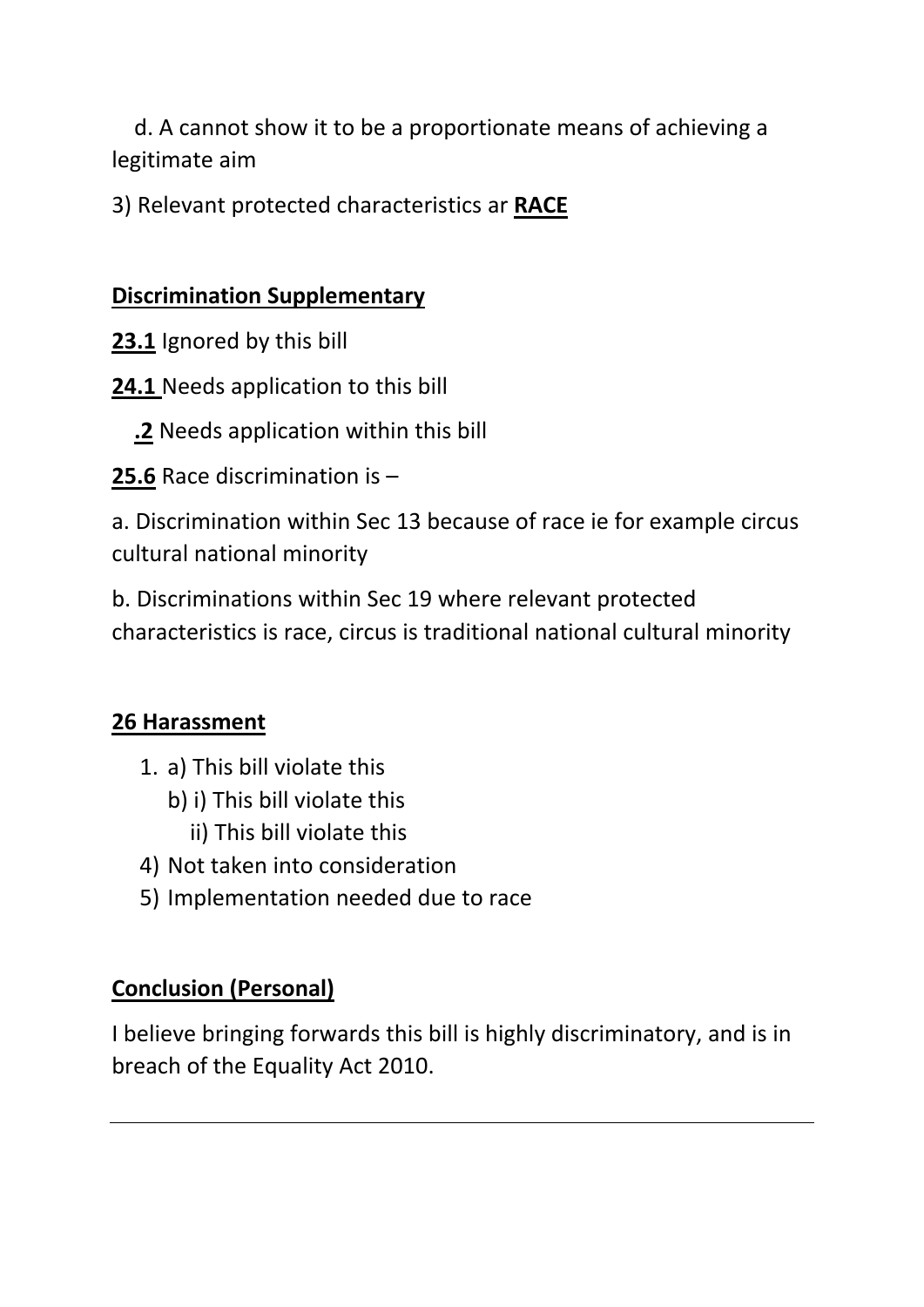d. A cannot show it to be a proportionate means of achieving a legitimate aim

3) Relevant protected characteristics ar **RACE**

**Discrimination Supplementary**

**23.1** Ignored by this bill

**24.1** Needs application to this bill

**.2** Needs application within this bill

**25.6** Race discrimination is –

a. Discrimination within Sec 13 because of race ie for example circus cultural national minority

b. Discriminations within Sec 19 where relevant protected characteristics is race, circus is traditional national cultural minority

**26 Harassment**

1. a) This bill violate this
   b) i) This bill violate this
      ii) This bill violate this
4) Not taken into consideration
5) Implementation needed due to race

**Conclusion (Personal)**

I believe bringing forwards this bill is highly discriminatory, and is in breach of the Equality Act 2010.

---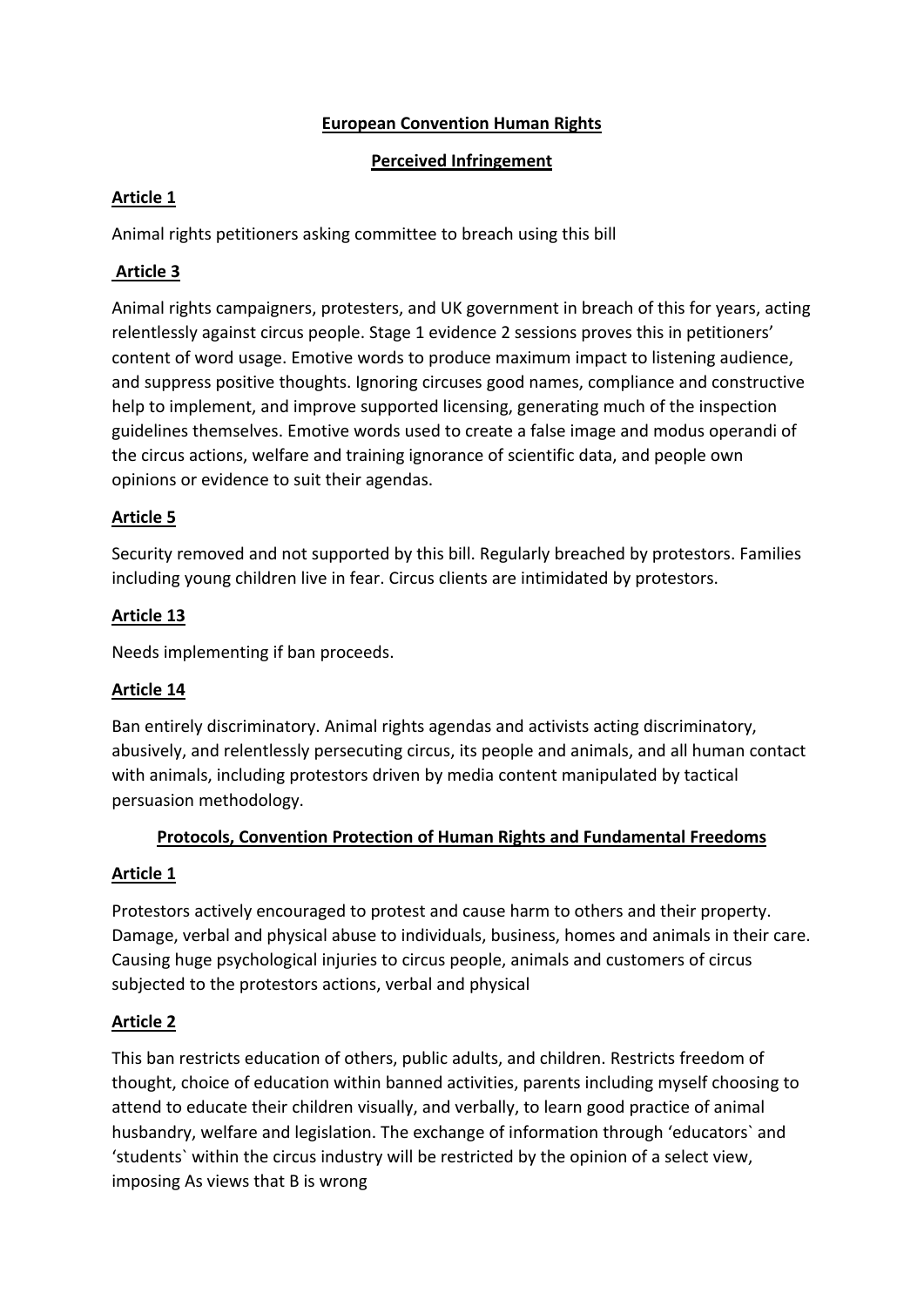**European Convention Human Rights**

**Perceived Infringement**

**Article 1**

Animal rights petitioners asking committee to breach using this bill

**Article 3**

Animal rights campaigners, protesters, and UK government in breach of this for years, acting relentlessly against circus people. Stage 1 evidence 2 sessions proves this in petitioners' content of word usage. Emotive words to produce maximum impact to listening audience, and suppress positive thoughts. Ignoring circuses good names, compliance and constructive help to implement, and improve supported licensing, generating much of the inspection guidelines themselves. Emotive words used to create a false image and modus operandi of the circus actions, welfare and training ignorance of scientific data, and people own opinions or evidence to suit their agendas.

**Article 5**

Security removed and not supported by this bill. Regularly breached by protestors. Families including young children live in fear. Circus clients are intimidated by protestors.

**Article 13**

Needs implementing if ban proceeds.

**Article 14**

Ban entirely discriminatory. Animal rights agendas and activists acting discriminatory, abusively, and relentlessly persecuting circus, its people and animals, and all human contact with animals, including protestors driven by media content manipulated by tactical persuasion methodology.

**Protocols, Convention Protection of Human Rights and Fundamental Freedoms**

**Article 1**

Protestors actively encouraged to protest and cause harm to others and their property. Damage, verbal and physical abuse to individuals, business, homes and animals in their care. Causing huge psychological injuries to circus people, animals and customers of circus subjected to the protestors actions, verbal and physical

**Article 2**

This ban restricts education of others, public adults, and children. Restricts freedom of thought, choice of education within banned activities, parents including myself choosing to attend to educate their children visually, and verbally, to learn good practice of animal husbandry, welfare and legislation. The exchange of information through 'educators` and 'students` within the circus industry will be restricted by the opinion of a select view, imposing As views that B is wrong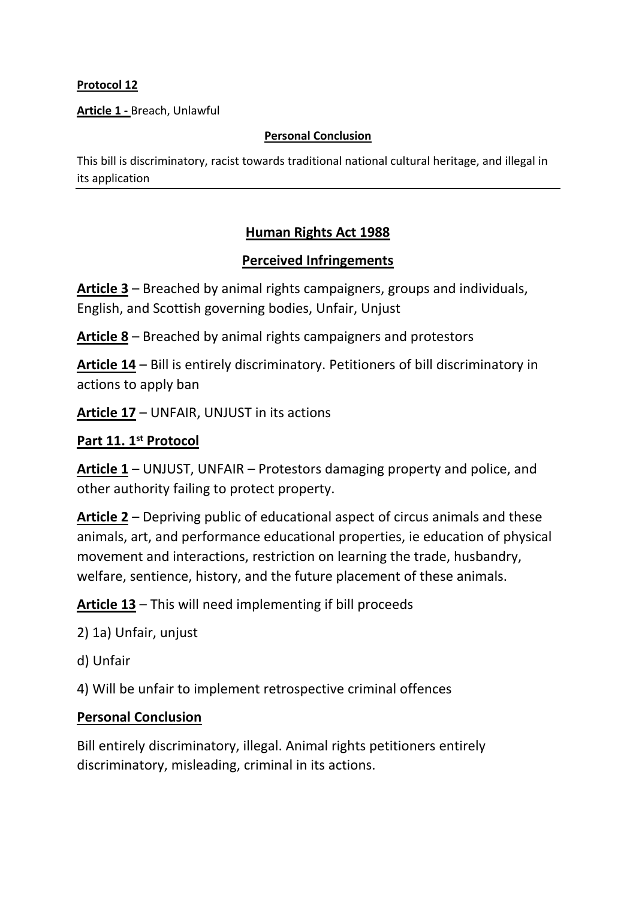**Protocol 12**

**Article 1 -** Breach, Unlawful

**Personal Conclusion**

This bill is discriminatory, racist towards traditional national cultural heritage, and illegal in its application

---

## Human Rights Act 1988

## Perceived Infringements

**Article 3** – Breached by animal rights campaigners, groups and individuals, English, and Scottish governing bodies, Unfair, Unjust

**Article 8** – Breached by animal rights campaigners and protestors

**Article 14** – Bill is entirely discriminatory. Petitioners of bill discriminatory in actions to apply ban

**Article 17** – UNFAIR, UNJUST in its actions

**Part 11. 1st Protocol**

**Article 1** – UNJUST, UNFAIR – Protestors damaging property and police, and other authority failing to protect property.

**Article 2** – Depriving public of educational aspect of circus animals and these animals, art, and performance educational properties, ie education of physical movement and interactions, restriction on learning the trade, husbandry, welfare, sentience, history, and the future placement of these animals.

**Article 13** – This will need implementing if bill proceeds

2) 1a) Unfair, unjust

d) Unfair

4) Will be unfair to implement retrospective criminal offences

**Personal Conclusion**

Bill entirely discriminatory, illegal. Animal rights petitioners entirely discriminatory, misleading, criminal in its actions.